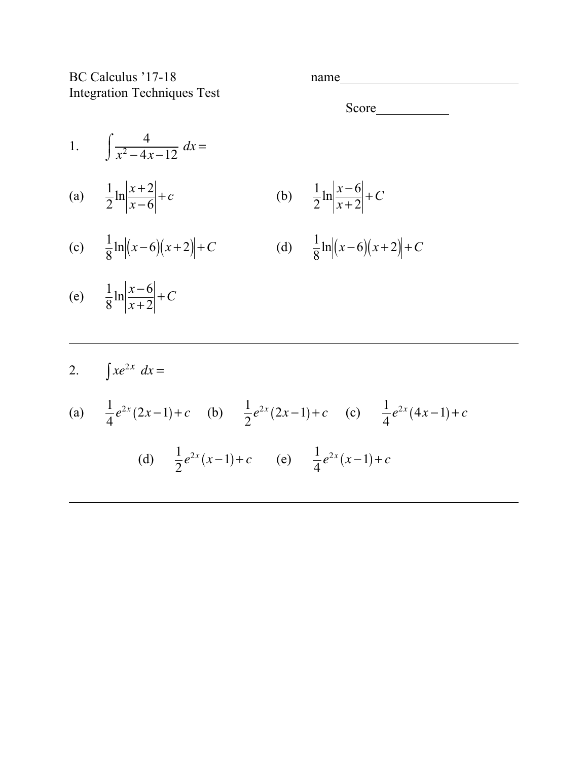BC Calculus '17-18 name___________________________

Integration Techniques Test

Score___________

1. $\int \frac{4}{x^2 - 4x - 12}\, dx =$

(a) $\frac{1}{2}\ln\left|\frac{x+2}{x-6}\right| + c$

(b) $\frac{1}{2}\ln\left|\frac{x-6}{x+2}\right| + C$

(c) $\frac{1}{8}\ln\left|(x-6)(x+2)\right| + C$

(d) $\frac{1}{8}\ln\left|(x-6)(x+2)\right| + C$

(e) $\frac{1}{8}\ln\left|\frac{x-6}{x+2}\right| + C$

---

2. $\int xe^{2x}\, dx =$

(a) $\frac{1}{4}e^{2x}(2x-1) + c$

(b) $\frac{1}{2}e^{2x}(2x-1) + c$

(c) $\frac{1}{4}e^{2x}(4x-1) + c$

(d) $\frac{1}{2}e^{2x}(x-1) + c$

(e) $\frac{1}{4}e^{2x}(x-1) + c$

---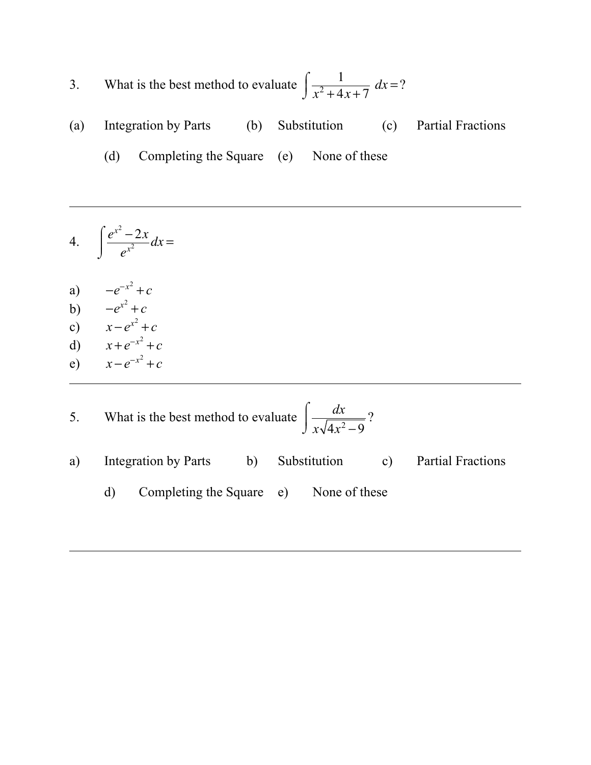3. What is the best method to evaluate $\int \frac{1}{x^2+4x+7}\,dx = ?$

(a) Integration by Parts (b) Substitution (c) Partial Fractions

(d) Completing the Square (e) None of these

---

4. $\int \frac{e^{x^2}-2x}{e^{x^2}}dx =$

a) $-e^{-x^2}+c$

b) $-e^{x^2}+c$

c) $x-e^{x^2}+c$

d) $x+e^{-x^2}+c$

e) $x-e^{-x^2}+c$

---

5. What is the best method to evaluate $\int \frac{dx}{x\sqrt{4x^2-9}}$?

a) Integration by Parts b) Substitution c) Partial Fractions

d) Completing the Square e) None of these

---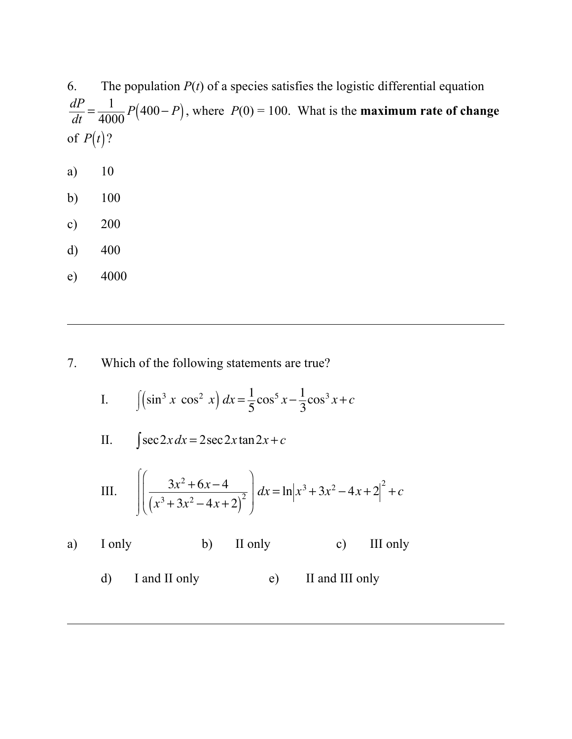6. The population $P(t)$ of a species satisfies the logistic differential equation $\frac{dP}{dt} = \frac{1}{4000}P(400 - P)$, where $P(0) = 100$. What is the **maximum rate of change** of $P(t)$?

a) 10

b) 100

c) 200

d) 400

e) 4000

---

7. Which of the following statements are true?

I. $\int \left(\sin^3 x \ \cos^2 \ x\right) dx = \frac{1}{5}\cos^5 x - \frac{1}{3}\cos^3 x + c$

II. $\int \sec 2x \, dx = 2\sec 2x \tan 2x + c$

III. $\int \left( \frac{3x^2 + 6x - 4}{\left(x^3 + 3x^2 - 4x + 2\right)^2} \right) dx = \ln\left|x^3 + 3x^2 - 4x + 2\right|^2 + c$

a) I only  b) II only  c) III only

d) I and II only  e) II and III only

---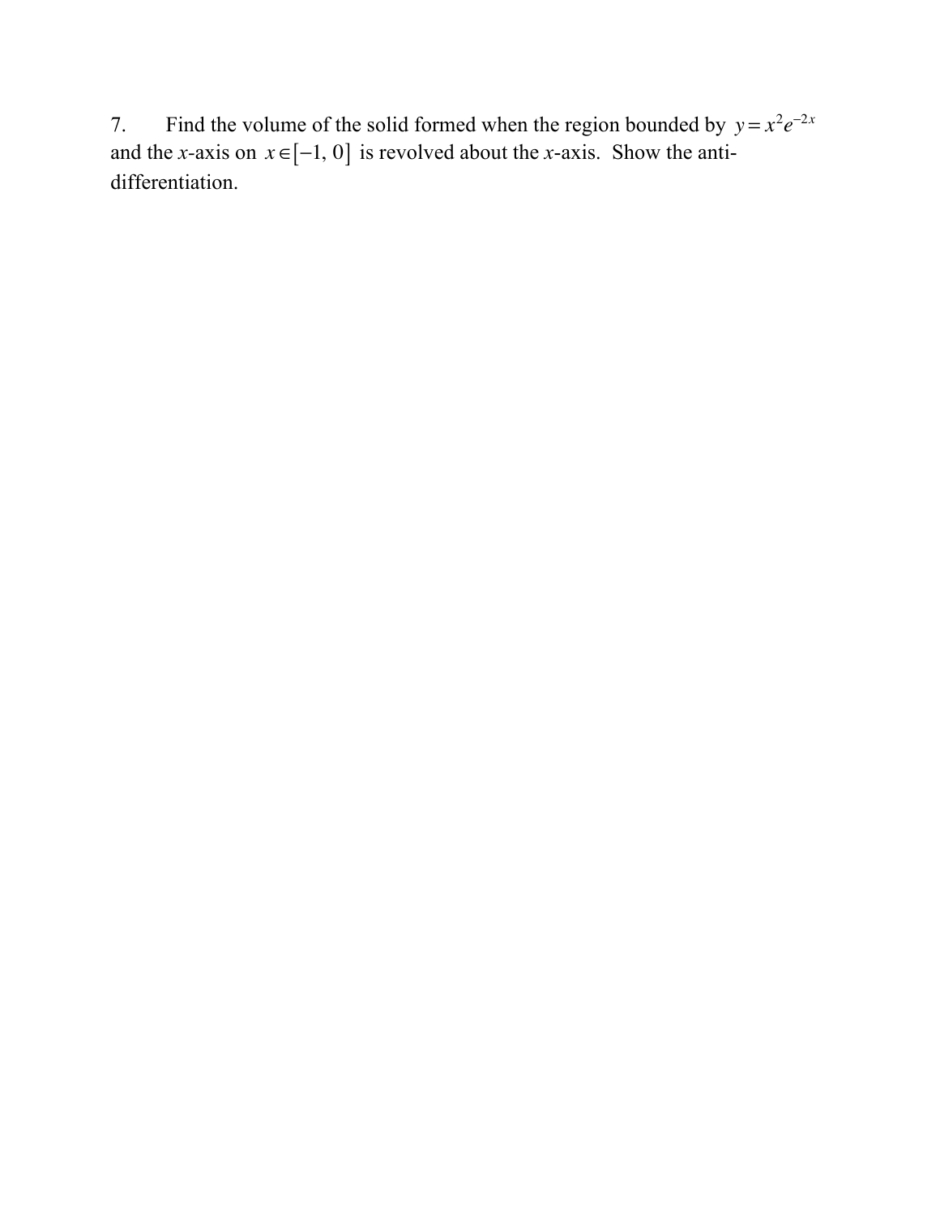7. Find the volume of the solid formed when the region bounded by $y = x^2 e^{-2x}$ and the $x$-axis on $x \in [-1, 0]$ is revolved about the $x$-axis. Show the anti-differentiation.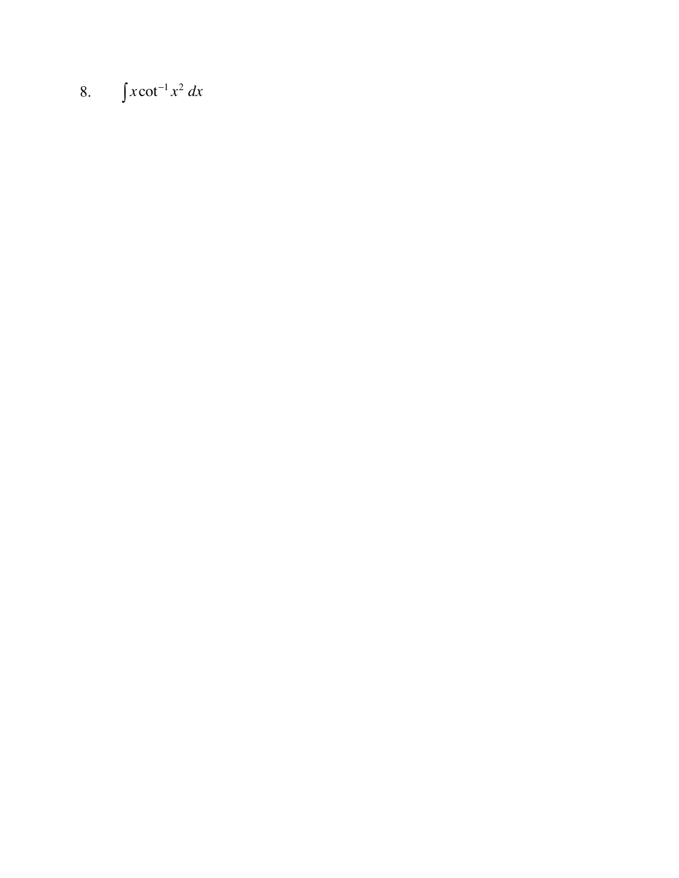8. $\int x \cot^{-1} x^2 \, dx$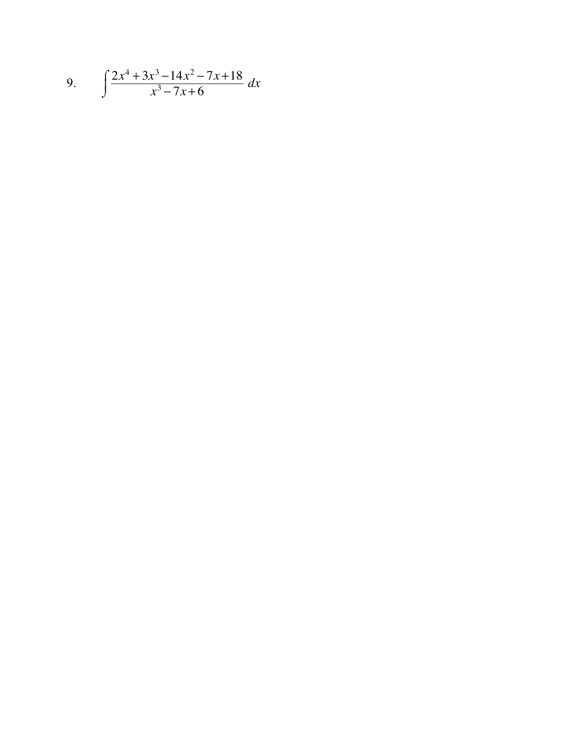9. $$\int \frac{2x^4 + 3x^3 - 14x^2 - 7x + 18}{x^3 - 7x + 6}\, dx$$